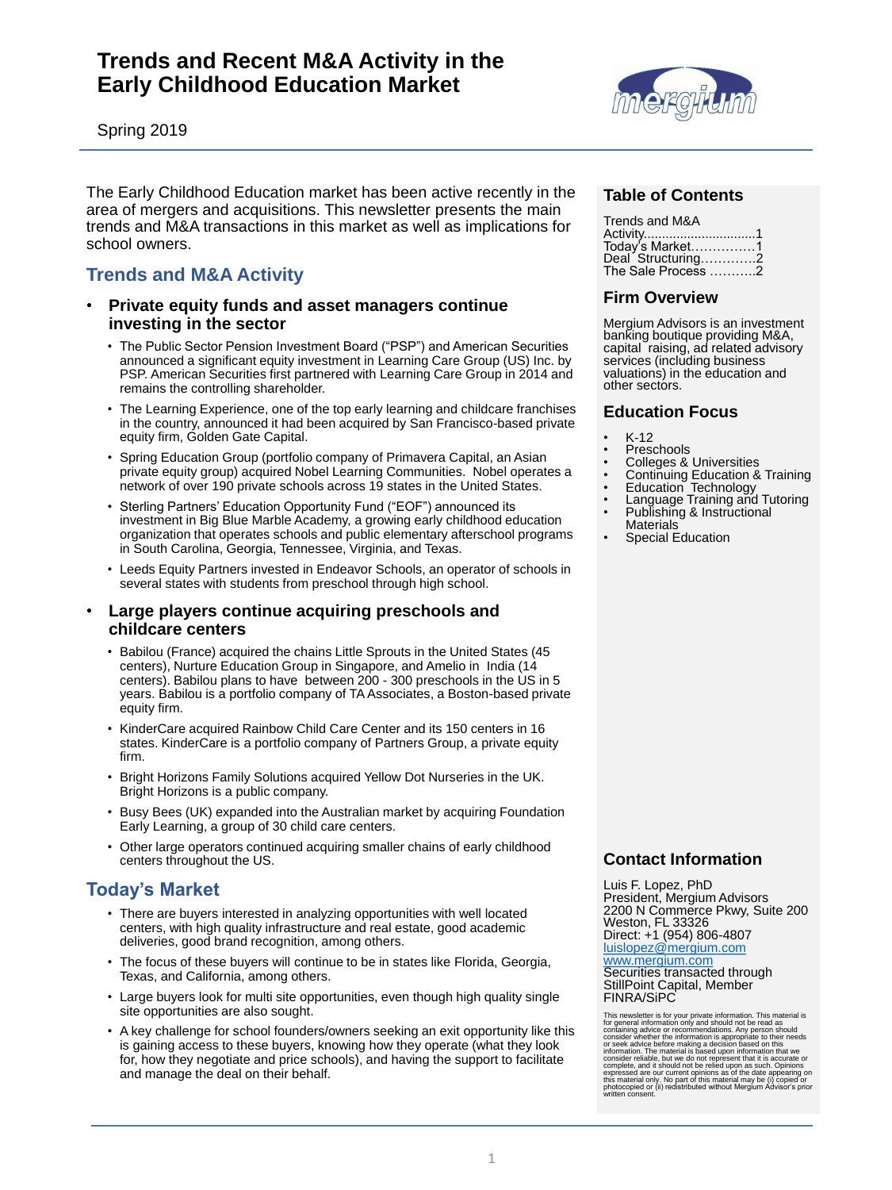# Trends and Recent M&A Activity in the Early Childhood Education Market

Spring 2019

The Early Childhood Education market has been active recently in the area of mergers and acquisitions. This newsletter presents the main trends and M&A transactions in this market as well as implications for school owners.

## Trends and M&A Activity

- **Private equity funds and asset managers continue investing in the sector**
  - The Public Sector Pension Investment Board ("PSP") and American Securities announced a significant equity investment in Learning Care Group (US) Inc. by PSP. American Securities first partnered with Learning Care Group in 2014 and remains the controlling shareholder.
  - The Learning Experience, one of the top early learning and childcare franchises in the country, announced it had been acquired by San Francisco-based private equity firm, Golden Gate Capital.
  - Spring Education Group (portfolio company of Primavera Capital, an Asian private equity group) acquired Nobel Learning Communities. Nobel operates a network of over 190 private schools across 19 states in the United States.
  - Sterling Partners' Education Opportunity Fund ("EOF") announced its investment in Big Blue Marble Academy, a growing early childhood education organization that operates schools and public elementary afterschool programs in South Carolina, Georgia, Tennessee, Virginia, and Texas.
  - Leeds Equity Partners invested in Endeavor Schools, an operator of schools in several states with students from preschool through high school.
- **Large players continue acquiring preschools and childcare centers**
  - Babilou (France) acquired the chains Little Sprouts in the United States (45 centers), Nurture Education Group in Singapore, and Amelio in India (14 centers). Babilou plans to have between 200 - 300 preschools in the US in 5 years. Babilou is a portfolio company of TA Associates, a Boston-based private equity firm.
  - KinderCare acquired Rainbow Child Care Center and its 150 centers in 16 states. KinderCare is a portfolio company of Partners Group, a private equity firm.
  - Bright Horizons Family Solutions acquired Yellow Dot Nurseries in the UK. Bright Horizons is a public company.
  - Busy Bees (UK) expanded into the Australian market by acquiring Foundation Early Learning, a group of 30 child care centers.
  - Other large operators continued acquiring smaller chains of early childhood centers throughout the US.

## Today's Market

- There are buyers interested in analyzing opportunities with well located centers, with high quality infrastructure and real estate, good academic deliveries, good brand recognition, among others.
- The focus of these buyers will continue to be in states like Florida, Georgia, Texas, and California, among others.
- Large buyers look for multi site opportunities, even though high quality single site opportunities are also sought.
- A key challenge for school founders/owners seeking an exit opportunity like this is gaining access to these buyers, knowing how they operate (what they look for, how they negotiate and price schools), and having the support to facilitate and manage the deal on their behalf.

### Table of Contents

Trends and M&A Activity..............................1
Today's Market...............1
Deal Structuring.............2
The Sale Process ...........2

### Firm Overview

Mergium Advisors is an investment banking boutique providing M&A, capital raising, ad related advisory services (including business valuations) in the education and other sectors.

### Education Focus

- K-12
- Preschools
- Colleges & Universities
- Continuing Education & Training
- Education Technology
- Language Training and Tutoring
- Publishing & Instructional Materials
- Special Education

### Contact Information

Luis F. Lopez, PhD
President, Mergium Advisors
2200 N Commerce Pkwy, Suite 200
Weston, FL 33326
Direct: +1 (954) 806-4807
luislopez@mergium.com
www.mergium.com
Securities transacted through StillPoint Capital, Member FINRA/SiPC

This newsletter is for your private information. This material is for general information only and should not be read as containing advice or recommendations. Any person should consider whether the information is appropriate to their needs or seek advice before making a decision based on this information. The material is based upon information that we consider reliable, but we do not represent that it is accurate or complete, and it should not be relied upon as such. Opinions expressed are our current opinions as of the date appearing on this material only. No part of this material may be (i) copied or photocopied or (ii) redistributed without Mergium Advisor's prior written consent.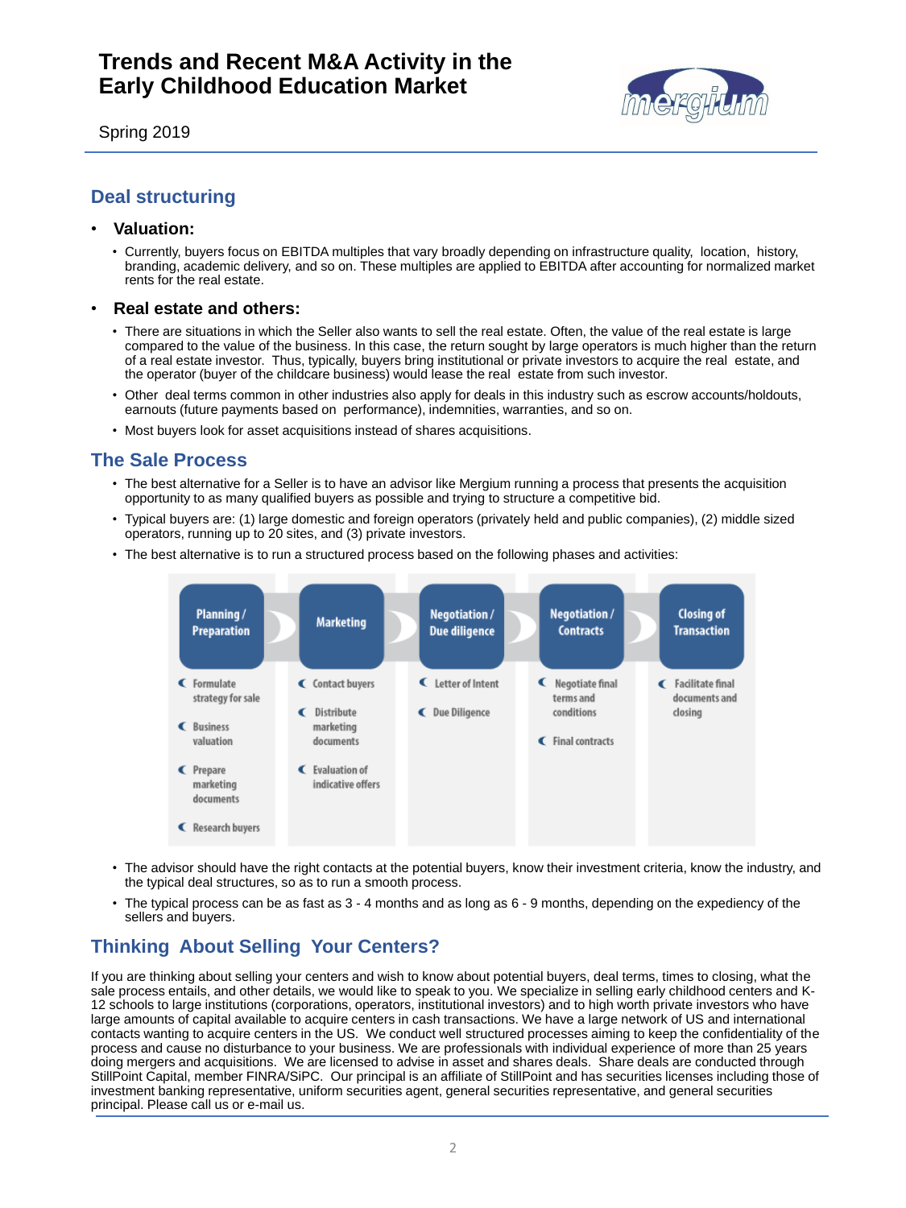## Deal structuring

- **Valuation:**
  - Currently, buyers focus on EBITDA multiples that vary broadly depending on infrastructure quality, location, history, branding, academic delivery, and so on. These multiples are applied to EBITDA after accounting for normalized market rents for the real estate.

- **Real estate and others:**
  - There are situations in which the Seller also wants to sell the real estate. Often, the value of the real estate is large compared to the value of the business. In this case, the return sought by large operators is much higher than the return of a real estate investor. Thus, typically, buyers bring institutional or private investors to acquire the real estate, and the operator (buyer of the childcare business) would lease the real estate from such investor.
  - Other deal terms common in other industries also apply for deals in this industry such as escrow accounts/holdouts, earnouts (future payments based on performance), indemnities, warranties, and so on.
  - Most buyers look for asset acquisitions instead of shares acquisitions.

## The Sale Process

- The best alternative for a Seller is to have an advisor like Mergium running a process that presents the acquisition opportunity to as many qualified buyers as possible and trying to structure a competitive bid.
- Typical buyers are: (1) large domestic and foreign operators (privately held and public companies), (2) middle sized operators, running up to 20 sites, and (3) private investors.
- The best alternative is to run a structured process based on the following phases and activities:

| Planning / Preparation | Marketing | Negotiation / Due diligence | Negotiation / Contracts | Closing of Transaction |
|---|---|---|---|---|
| Formulate strategy for sale | Contact buyers | Letter of Intent | Negotiate final terms and conditions | Facilitate final documents and closing |
| Business valuation | Distribute marketing documents | Due Diligence | Final contracts | |
| Prepare marketing documents | Evaluation of indicative offers | | | |
| Research buyers | | | | |

- The advisor should have the right contacts at the potential buyers, know their investment criteria, know the industry, and the typical deal structures, so as to run a smooth process.
- The typical process can be as fast as 3 - 4 months and as long as 6 - 9 months, depending on the expediency of the sellers and buyers.

## Thinking About Selling Your Centers?

If you are thinking about selling your centers and wish to know about potential buyers, deal terms, times to closing, what the sale process entails, and other details, we would like to speak to you. We specialize in selling early childhood centers and K-12 schools to large institutions (corporations, operators, institutional investors) and to high worth private investors who have large amounts of capital available to acquire centers in cash transactions. We have a large network of US and international contacts wanting to acquire centers in the US. We conduct well structured processes aiming to keep the confidentiality of the process and cause no disturbance to your business. We are professionals with individual experience of more than 25 years doing mergers and acquisitions. We are licensed to advise in asset and shares deals. Share deals are conducted through StillPoint Capital, member FINRA/SiPC. Our principal is an affiliate of StillPoint and has securities licenses including those of investment banking representative, uniform securities agent, general securities representative, and general securities principal. Please call us or e-mail us.